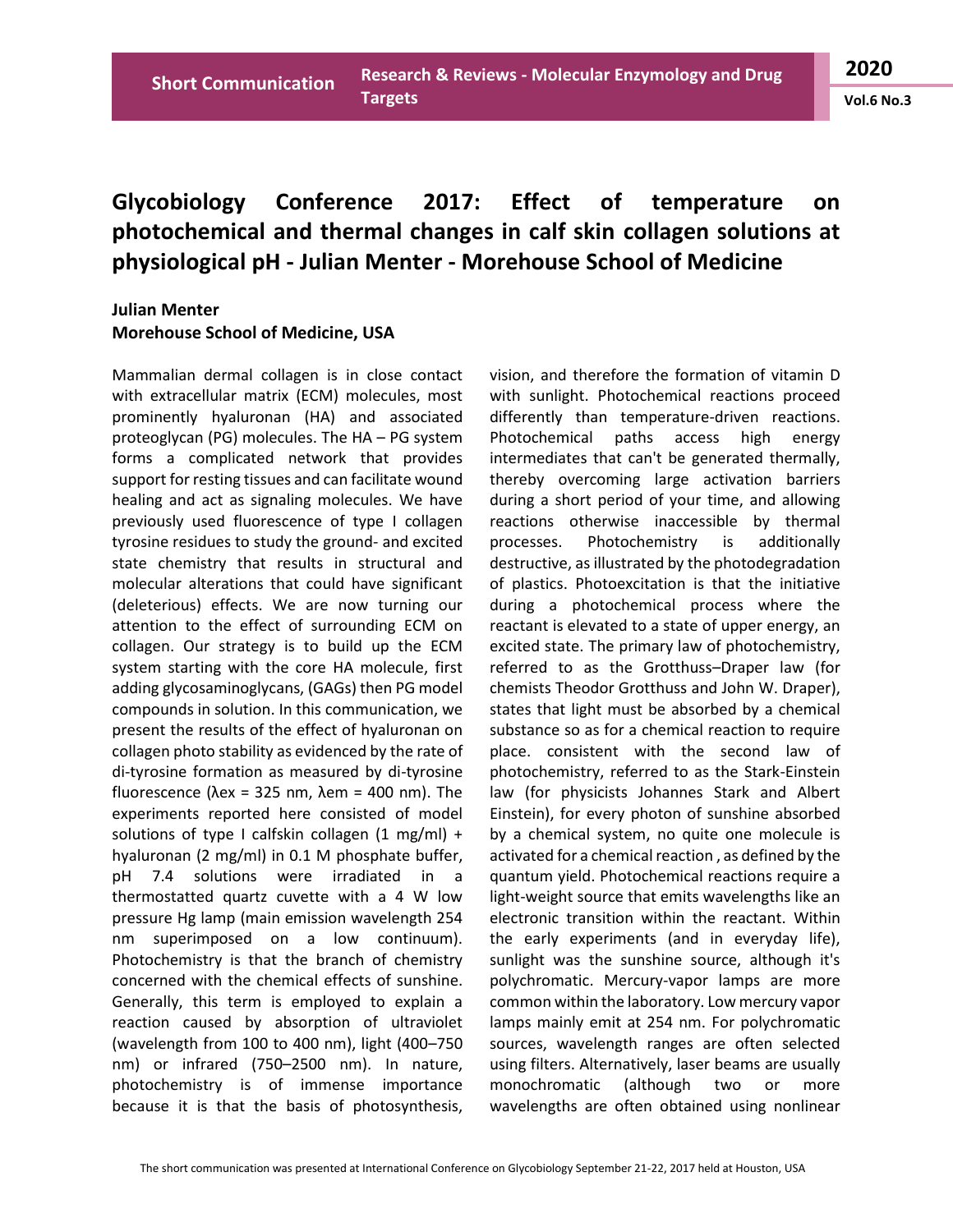# Glycobiology Conference 2017: Effect of temperature on photochemical and thermal changes in calf skin collagen solutions at physiological pH - Julian Menter - Morehouse School of Medicine

**Julian Menter**
**Morehouse School of Medicine, USA**

Mammalian dermal collagen is in close contact with extracellular matrix (ECM) molecules, most prominently hyaluronan (HA) and associated proteoglycan (PG) molecules. The HA – PG system forms a complicated network that provides support for resting tissues and can facilitate wound healing and act as signaling molecules. We have previously used fluorescence of type I collagen tyrosine residues to study the ground- and excited state chemistry that results in structural and molecular alterations that could have significant (deleterious) effects. We are now turning our attention to the effect of surrounding ECM on collagen. Our strategy is to build up the ECM system starting with the core HA molecule, first adding glycosaminoglycans, (GAGs) then PG model compounds in solution. In this communication, we present the results of the effect of hyaluronan on collagen photo stability as evidenced by the rate of di-tyrosine formation as measured by di-tyrosine fluorescence (λex = 325 nm, λem = 400 nm). The experiments reported here consisted of model solutions of type I calfskin collagen (1 mg/ml) + hyaluronan (2 mg/ml) in 0.1 M phosphate buffer, pH 7.4 solutions were irradiated in a thermostatted quartz cuvette with a 4 W low pressure Hg lamp (main emission wavelength 254 nm superimposed on a low continuum). Photochemistry is that the branch of chemistry concerned with the chemical effects of sunshine. Generally, this term is employed to explain a reaction caused by absorption of ultraviolet (wavelength from 100 to 400 nm), light (400–750 nm) or infrared (750–2500 nm). In nature, photochemistry is of immense importance because it is that the basis of photosynthesis, vision, and therefore the formation of vitamin D with sunlight. Photochemical reactions proceed differently than temperature-driven reactions. Photochemical paths access high energy intermediates that can't be generated thermally, thereby overcoming large activation barriers during a short period of your time, and allowing reactions otherwise inaccessible by thermal processes. Photochemistry is additionally destructive, as illustrated by the photodegradation of plastics. Photoexcitation is that the initiative during a photochemical process where the reactant is elevated to a state of upper energy, an excited state. The primary law of photochemistry, referred to as the Grotthuss–Draper law (for chemists Theodor Grotthuss and John W. Draper), states that light must be absorbed by a chemical substance so as for a chemical reaction to require place. consistent with the second law of photochemistry, referred to as the Stark-Einstein law (for physicists Johannes Stark and Albert Einstein), for every photon of sunshine absorbed by a chemical system, no quite one molecule is activated for a chemical reaction , as defined by the quantum yield. Photochemical reactions require a light-weight source that emits wavelengths like an electronic transition within the reactant. Within the early experiments (and in everyday life), sunlight was the sunshine source, although it's polychromatic. Mercury-vapor lamps are more common within the laboratory. Low mercury vapor lamps mainly emit at 254 nm. For polychromatic sources, wavelength ranges are often selected using filters. Alternatively, laser beams are usually monochromatic (although two or more wavelengths are often obtained using nonlinear

The short communication was presented at International Conference on Glycobiology September 21-22, 2017 held at Houston, USA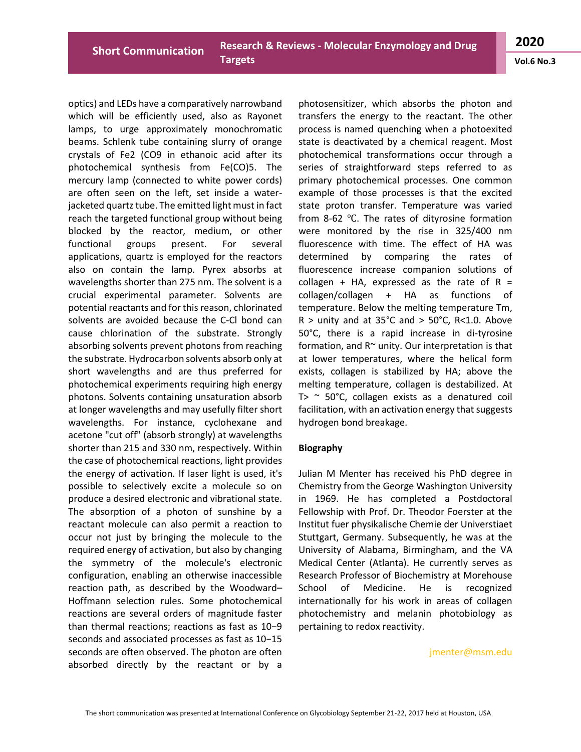optics) and LEDs have a comparatively narrowband which will be efficiently used, also as Rayonet lamps, to urge approximately monochromatic beams. Schlenk tube containing slurry of orange crystals of Fe2 (CO9 in ethanoic acid after its photochemical synthesis from Fe(CO)5. The mercury lamp (connected to white power cords) are often seen on the left, set inside a water-jacketed quartz tube. The emitted light must in fact reach the targeted functional group without being blocked by the reactor, medium, or other functional groups present. For several applications, quartz is employed for the reactors also on contain the lamp. Pyrex absorbs at wavelengths shorter than 275 nm. The solvent is a crucial experimental parameter. Solvents are potential reactants and for this reason, chlorinated solvents are avoided because the C-Cl bond can cause chlorination of the substrate. Strongly absorbing solvents prevent photons from reaching the substrate. Hydrocarbon solvents absorb only at short wavelengths and are thus preferred for photochemical experiments requiring high energy photons. Solvents containing unsaturation absorb at longer wavelengths and may usefully filter short wavelengths. For instance, cyclohexane and acetone "cut off" (absorb strongly) at wavelengths shorter than 215 and 330 nm, respectively. Within the case of photochemical reactions, light provides the energy of activation. If laser light is used, it's possible to selectively excite a molecule so on produce a desired electronic and vibrational state. The absorption of a photon of sunshine by a reactant molecule can also permit a reaction to occur not just by bringing the molecule to the required energy of activation, but also by changing the symmetry of the molecule's electronic configuration, enabling an otherwise inaccessible reaction path, as described by the Woodward–Hoffmann selection rules. Some photochemical reactions are several orders of magnitude faster than thermal reactions; reactions as fast as $10^{-9}$ seconds and associated processes as fast as $10^{-15}$ seconds are often observed. The photon are often absorbed directly by the reactant or by a photosensitizer, which absorbs the photon and transfers the energy to the reactant. The other process is named quenching when a photoexited state is deactivated by a chemical reagent. Most photochemical transformations occur through a series of straightforward steps referred to as primary photochemical processes. One common example of those processes is that the excited state proton transfer. Temperature was varied from 8-62 ℃. The rates of dityrosine formation were monitored by the rise in 325/400 nm fluorescence with time. The effect of HA was determined by comparing the rates of fluorescence increase companion solutions of collagen + HA, expressed as the rate of R = collagen/collagen + HA as functions of temperature. Below the melting temperature Tm, R > unity and at 35°C and > 50°C, R<1.0. Above 50°C, there is a rapid increase in di-tyrosine formation, and R~ unity. Our interpretation is that at lower temperatures, where the helical form exists, collagen is stabilized by HA; above the melting temperature, collagen is destabilized. At T> ~ 50°C, collagen exists as a denatured coil facilitation, with an activation energy that suggests hydrogen bond breakage.

## Biography

Julian M Menter has received his PhD degree in Chemistry from the George Washington University in 1969. He has completed a Postdoctoral Fellowship with Prof. Dr. Theodor Foerster at the Institut fuer physikalische Chemie der Universtiaet Stuttgart, Germany. Subsequently, he was at the University of Alabama, Birmingham, and the VA Medical Center (Atlanta). He currently serves as Research Professor of Biochemistry at Morehouse School of Medicine. He is recognized internationally for his work in areas of collagen photochemistry and melanin photobiology as pertaining to redox reactivity.

jmenter@msm.edu

The short communication was presented at International Conference on Glycobiology September 21-22, 2017 held at Houston, USA